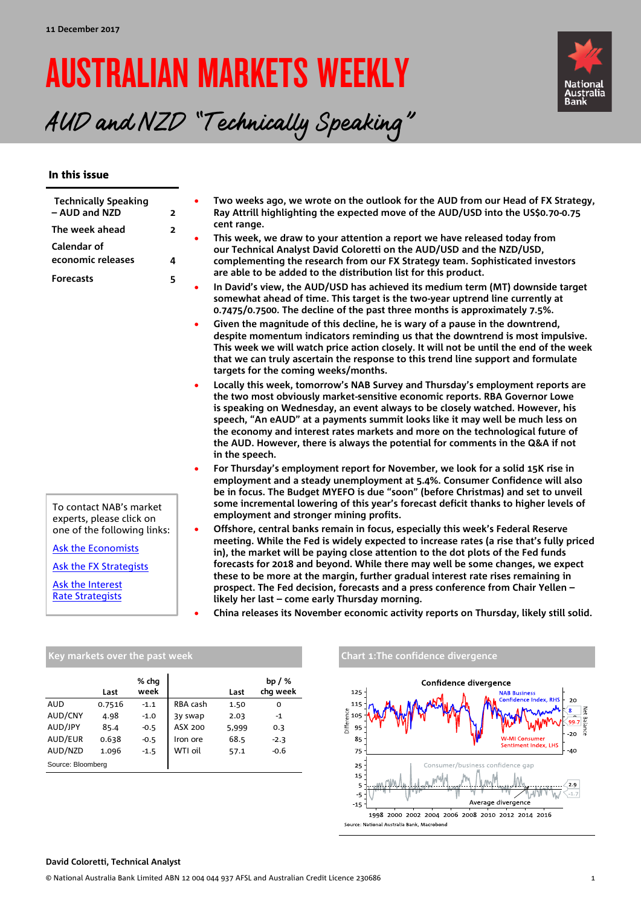11 December 2017

# AUSTRALIAN MARKETS WEEKLY

## AUD and NZD "Technically Speaking"

### In this issue

| | |
|---|---|
| Technically Speaking – AUD and NZD | 2 |
| The week ahead | 2 |
| Calendar of economic releases | 4 |
| Forecasts | 5 |

To contact NAB's market experts, please click on one of the following links:

Ask the Economists

Ask the FX Strategists

Ask the Interest Rate Strategists

- **Two weeks ago, we wrote on the outlook for the AUD from our Head of FX Strategy, Ray Attrill highlighting the expected move of the AUD/USD into the US$0.70-0.75 cent range.**
- **This week, we draw to your attention a report we have released today from our Technical Analyst David Coloretti on the AUD/USD and the NZD/USD, complementing the research from our FX Strategy team. Sophisticated investors are able to be added to the distribution list for this product.**
- **In David's view, the AUD/USD has achieved its medium term (MT) downside target somewhat ahead of time. This target is the two-year uptrend line currently at 0.7475/0.7500. The decline of the past three months is approximately 7.5%.**
- **Given the magnitude of this decline, he is wary of a pause in the downtrend, despite momentum indicators reminding us that the downtrend is most impulsive. This week we will watch price action closely. It will not be until the end of the week that we can truly ascertain the response to this trend line support and formulate targets for the coming weeks/months.**
- **Locally this week, tomorrow's NAB Survey and Thursday's employment reports are the two most obviously market-sensitive economic reports. RBA Governor Lowe is speaking on Wednesday, an event always to be closely watched. However, his speech, "An eAUD" at a payments summit looks like it may well be much less on the economy and interest rates markets and more on the technological future of the AUD. However, there is always the potential for comments in the Q&A if not in the speech.**
- **For Thursday's employment report for November, we look for a solid 15K rise in employment and a steady unemployment at 5.4%. Consumer Confidence will also be in focus. The Budget MYEFO is due "soon" (before Christmas) and set to unveil some incremental lowering of this year's forecast deficit thanks to higher levels of employment and stronger mining profits.**
- **Offshore, central banks remain in focus, especially this week's Federal Reserve meeting. While the Fed is widely expected to increase rates (a rise that's fully priced in), the market will be paying close attention to the dot plots of the Fed funds forecasts for 2018 and beyond. While there may well be some changes, we expect these to be more at the margin, further gradual interest rate rises remaining in prospect. The Fed decision, forecasts and a press conference from Chair Yellen – likely her last – come early Thursday morning.**
- **China releases its November economic activity reports on Thursday, likely still solid.**

### Key markets over the past week

| | Last | % chg week | | Last | bp / % chg week |
|---|---|---|---|---|---|
| AUD | 0.7516 | -1.1 | RBA cash | 1.50 | 0 |
| AUD/CNY | 4.98 | -1.0 | 3y swap | 2.03 | -1 |
| AUD/JPY | 85.4 | -0.5 | ASX 200 | 5,999 | 0.3 |
| AUD/EUR | 0.638 | -0.5 | Iron ore | 68.5 | -2.3 |
| AUD/NZD | 1.096 | -1.5 | WTI oil | 57.1 | -0.6 |

Source: Bloomberg

### Chart 1: The confidence divergence

Confidence divergence

NAB Business Confidence Index, RHS; W-MI Consumer Sentiment Index, LHS; Consumer/business confidence gap; Average divergence

Source: National Australia Bank, Macrobond

**David Coloretti, Technical Analyst**

© National Australia Bank Limited ABN 12 004 044 937 AFSL and Australian Credit Licence 230686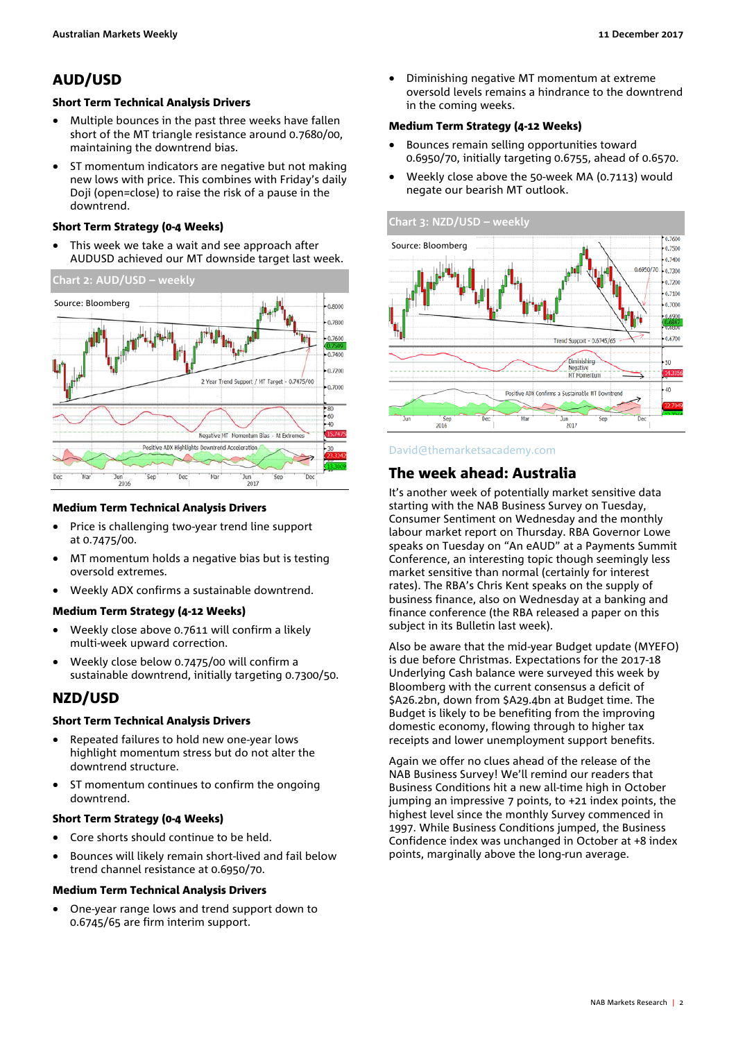## AUD/USD

### Short Term Technical Analysis Drivers

- Multiple bounces in the past three weeks have fallen short of the MT triangle resistance around 0.7680/00, maintaining the downtrend bias.
- ST momentum indicators are negative but not making new lows with price. This combines with Friday's daily Doji (open=close) to raise the risk of a pause in the downtrend.

### Short Term Strategy (0-4 Weeks)

- This week we take a wait and see approach after AUDUSD achieved our MT downside target last week.

**Chart 2: AUD/USD – weekly**

Source: Bloomberg

### Medium Term Technical Analysis Drivers

- Price is challenging two-year trend line support at 0.7475/00.
- MT momentum holds a negative bias but is testing oversold extremes.
- Weekly ADX confirms a sustainable downtrend.

### Medium Term Strategy (4-12 Weeks)

- Weekly close above 0.7611 will confirm a likely multi-week upward correction.
- Weekly close below 0.7475/00 will confirm a sustainable downtrend, initially targeting 0.7300/50.

## NZD/USD

### Short Term Technical Analysis Drivers

- Repeated failures to hold new one-year lows highlight momentum stress but do not alter the downtrend structure.
- ST momentum continues to confirm the ongoing downtrend.

### Short Term Strategy (0-4 Weeks)

- Core shorts should continue to be held.
- Bounces will likely remain short-lived and fail below trend channel resistance at 0.6950/70.

### Medium Term Technical Analysis Drivers

- One-year range lows and trend support down to 0.6745/65 are firm interim support.
- Diminishing negative MT momentum at extreme oversold levels remains a hindrance to the downtrend in the coming weeks.

### Medium Term Strategy (4-12 Weeks)

- Bounces remain selling opportunities toward 0.6950/70, initially targeting 0.6755, ahead of 0.6570.
- Weekly close above the 50-week MA (0.7113) would negate our bearish MT outlook.

**Chart 3: NZD/USD – weekly**

Source: Bloomberg

David@themarketsacademy.com

## The week ahead: Australia

It's another week of potentially market sensitive data starting with the NAB Business Survey on Tuesday, Consumer Sentiment on Wednesday and the monthly labour market report on Thursday. RBA Governor Lowe speaks on Tuesday on "An eAUD" at a Payments Summit Conference, an interesting topic though seemingly less market sensitive than normal (certainly for interest rates). The RBA's Chris Kent speaks on the supply of business finance, also on Wednesday at a banking and finance conference (the RBA released a paper on this subject in its Bulletin last week).

Also be aware that the mid-year Budget update (MYEFO) is due before Christmas. Expectations for the 2017-18 Underlying Cash balance were surveyed this week by Bloomberg with the current consensus a deficit of $A26.2bn, down from $A29.4bn at Budget time. The Budget is likely to be benefiting from the improving domestic economy, flowing through to higher tax receipts and lower unemployment support benefits.

Again we offer no clues ahead of the release of the NAB Business Survey! We'll remind our readers that Business Conditions hit a new all-time high in October jumping an impressive 7 points, to +21 index points, the highest level since the monthly Survey commenced in 1997. While Business Conditions jumped, the Business Confidence index was unchanged in October at +8 index points, marginally above the long-run average.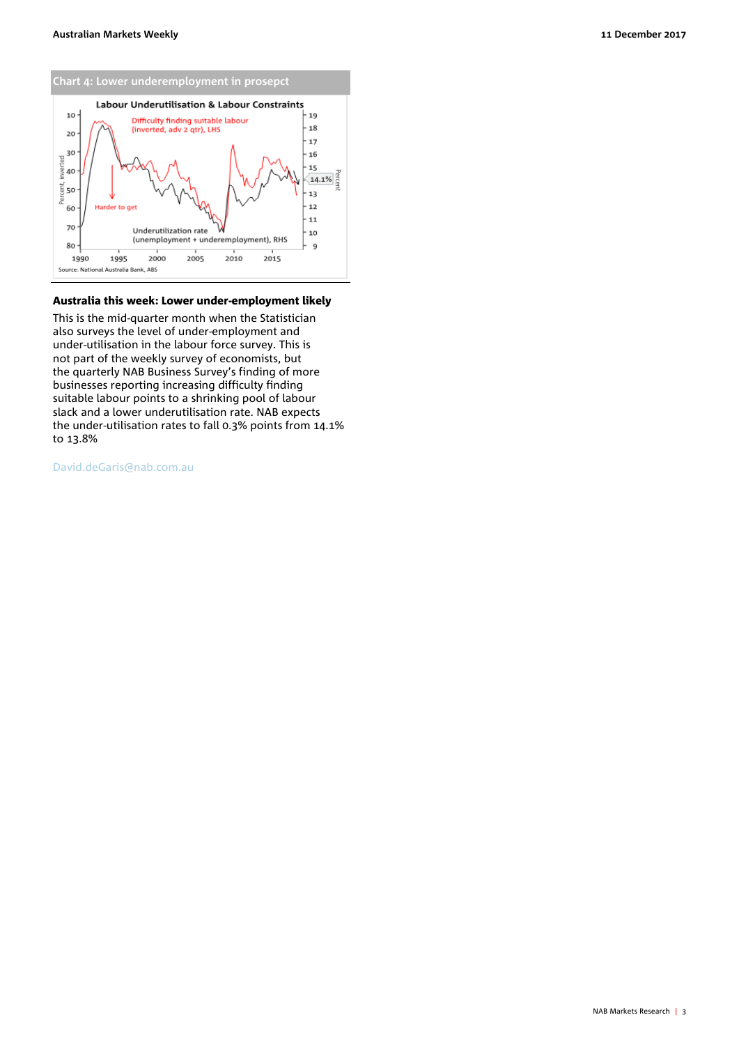Chart 4: Lower underemployment in prosepct

Source: National Australia Bank, ABS

**Australia this week: Lower under-employment likely**

This is the mid-quarter month when the Statistician also surveys the level of under-employment and under-utilisation in the labour force survey. This is not part of the weekly survey of economists, but the quarterly NAB Business Survey's finding of more businesses reporting increasing difficulty finding suitable labour points to a shrinking pool of labour slack and a lower underutilisation rate. NAB expects the under-utilisation rates to fall 0.3% points from 14.1% to 13.8%

David.deGaris@nab.com.au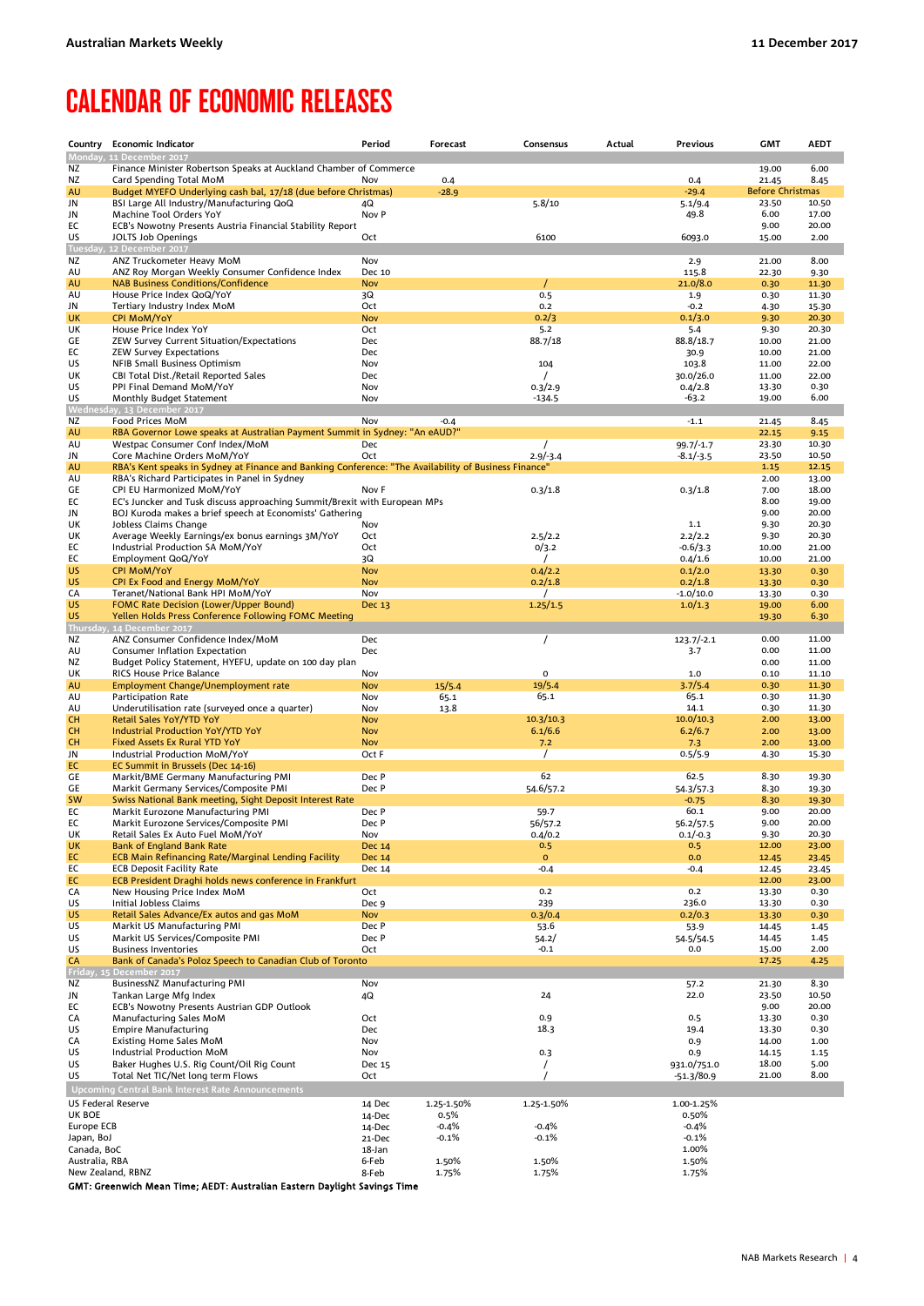# CALENDAR OF ECONOMIC RELEASES

| Country | Economic Indicator | Period | Forecast | Consensus | Actual | Previous | GMT | AEDT |
|---|---|---|---|---|---|---|---|---|
| **Monday, 11 December 2017** | | | | | | | | |
| NZ | Finance Minister Robertson Speaks at Auckland Chamber of Commerce | | | | | | 19.00 | 6.00 |
| NZ | Card Spending Total MoM | Nov | 0.4 | | | 0.4 | 21.45 | 8.45 |
| AU | Budget MYEFO Underlying cash bal, 17/18 (due before Christmas) | | -28.9 | | | -29.4 | Before Christmas | |
| JN | BSI Large All Industry/Manufacturing QoQ | 4Q | | 5.8/10 | | 5.1/9.4 | 23.50 | 10.50 |
| JN | Machine Tool Orders YoY | Nov P | | | | 49.8 | 6.00 | 17.00 |
| EC | ECB's Nowotny Presents Austria Financial Stability Report | | | | | | 9.00 | 20.00 |
| US | JOLTS Job Openings | Oct | | 6100 | | 6093.0 | 15.00 | 2.00 |
| **Tuesday, 12 December 2017** | | | | | | | | |
| NZ | ANZ Truckometer Heavy MoM | Nov | | | | 2.9 | 21.00 | 8.00 |
| AU | ANZ Roy Morgan Weekly Consumer Confidence Index | Dec 10 | | | | 115.8 | 22.30 | 9.30 |
| AU | NAB Business Conditions/Confidence | Nov | | / | | 21.0/8.0 | 0.30 | 11.30 |
| AU | House Price Index QoQ/YoY | 3Q | | 0.5 | | 1.9 | 0.30 | 11.30 |
| JN | Tertiary Industry Index MoM | Oct | | 0.2 | | -0.2 | 4.30 | 15.30 |
| UK | CPI MoM/YoY | Nov | | 0.2/3 | | 0.1/3.0 | 9.30 | 20.30 |
| UK | House Price Index YoY | Oct | | 5.2 | | 5.4 | 9.30 | 20.30 |
| GE | ZEW Survey Current Situation/Expectations | Dec | | 88.7/18 | | 88.8/18.7 | 10.00 | 21.00 |
| EC | ZEW Survey Expectations | Dec | | | | 30.9 | 10.00 | 21.00 |
| US | NFIB Small Business Optimism | Nov | | 104 | | 103.8 | 11.00 | 22.00 |
| UK | CBI Total Dist./Retail Reported Sales | Dec | | / | | 30.0/26.0 | 11.00 | 22.00 |
| US | PPI Final Demand MoM/YoY | Nov | | 0.3/2.9 | | 0.4/2.8 | 13.30 | 0.30 |
| US | Monthly Budget Statement | Nov | | -134.5 | | -63.2 | 19.00 | 6.00 |
| **Wednesday, 13 December 2017** | | | | | | | | |
| NZ | Food Prices MoM | Nov | -0.4 | | | -1.1 | 21.45 | 8.45 |
| AU | RBA Governor Lowe speaks at Australian Payment Summit in Sydney: "An eAUD?" | | | | | | 22.15 | 9.15 |
| AU | Westpac Consumer Conf Index/MoM | Dec | | / | | 99.7/-1.7 | 23.30 | 10.30 |
| JN | Core Machine Orders MoM/YoY | Oct | | 2.9/-3.4 | | -8.1/-3.5 | 23.50 | 10.50 |
| AU | RBA's Kent speaks in Sydney at Finance and Banking Conference: "The Availability of Business Finance" | | | | | | 1.15 | 12.15 |
| AU | RBA's Richard Participates in Panel in Sydney | | | | | | 2.00 | 13.00 |
| GE | CPI EU Harmonized MoM/YoY | Nov F | | 0.3/1.8 | | 0.3/1.8 | 7.00 | 18.00 |
| EC | EC's Juncker and Tusk discuss approaching Summit/Brexit with European MPs | | | | | | 8.00 | 19.00 |
| JN | BOJ Kuroda makes a brief speech at Economists' Gathering | | | | | | 9.00 | 20.00 |
| UK | Jobless Claims Change | Nov | | | | 1.1 | 9.30 | 20.30 |
| UK | Average Weekly Earnings/ex bonus earnings 3M/YoY | Oct | | 2.5/2.2 | | 2.2/2.2 | 9.30 | 20.30 |
| EC | Industrial Production SA MoM/YoY | Oct | | 0/3.2 | | -0.6/3.3 | 10.00 | 21.00 |
| EC | Employment QoQ/YoY | 3Q | | / | | 0.4/1.6 | 10.00 | 21.00 |
| US | CPI MoM/YoY | Nov | | 0.4/2.2 | | 0.1/2.0 | 13.30 | 0.30 |
| US | CPI Ex Food and Energy MoM/YoY | Nov | | 0.2/1.8 | | 0.2/1.8 | 13.30 | 0.30 |
| CA | Teranet/National Bank HPI MoM/YoY | Nov | | / | | -1.0/10.0 | 13.30 | 0.30 |
| US | FOMC Rate Decision (Lower/Upper Bound) | Dec 13 | | 1.25/1.5 | | 1.0/1.3 | 19.00 | 6.00 |
| US | Yellen Holds Press Conference Following FOMC Meeting | | | | | | 19.30 | 6.30 |
| **Thursday, 14 December 2017** | | | | | | | | |
| NZ | ANZ Consumer Confidence Index/MoM | Dec | | / | | 123.7/-2.1 | 0.00 | 11.00 |
| AU | Consumer Inflation Expectation | Dec | | | | 3.7 | 0.00 | 11.00 |
| NZ | Budget Policy Statement, HYEFU, update on 100 day plan | | | | | | 0.00 | 11.00 |
| UK | RICS House Price Balance | Nov | | 0 | | 1.0 | 0.10 | 11.10 |
| AU | Employment Change/Unemployment rate | Nov | 15/5.4 | 19/5.4 | | 3.7/5.4 | 0.30 | 11.30 |
| AU | Participation Rate | Nov | 65.1 | 65.1 | | 65.1 | 0.30 | 11.30 |
| AU | Underutilisation rate (surveyed once a quarter) | Nov | 13.8 | | | 14.1 | 0.30 | 11.30 |
| CH | Retail Sales YoY/YTD YoY | Nov | | 10.3/10.3 | | 10.0/10.3 | 2.00 | 13.00 |
| CH | Industrial Production YoY/YTD YoY | Nov | | 6.1/6.6 | | 6.2/6.7 | 2.00 | 13.00 |
| CH | Fixed Assets Ex Rural YTD YoY | Nov | | 7.2 | | 7.3 | 2.00 | 13.00 |
| JN | Industrial Production MoM/YoY | Oct F | | / | | 0.5/5.9 | 4.30 | 15.30 |
| EC | EC Summit in Brussels (Dec 14-16) | | | | | | | |
| GE | Markit/BME Germany Manufacturing PMI | Dec P | | 62 | | 62.5 | 8.30 | 19.30 |
| GE | Markit Germany Services/Composite PMI | Dec P | | 54.6/57.2 | | 54.3/57.3 | 8.30 | 19.30 |
| SW | Swiss National Bank meeting, Sight Deposit Interest Rate | | | | | -0.75 | 8.30 | 19.30 |
| EC | Markit Eurozone Manufacturing PMI | Dec P | | 59.7 | | 60.1 | 9.00 | 20.00 |
| EC | Markit Eurozone Services/Composite PMI | Dec P | | 56/57.2 | | 56.2/57.5 | 9.00 | 20.00 |
| UK | Retail Sales Ex Auto Fuel MoM/YoY | Nov | | 0.4/0.2 | | 0.1/-0.3 | 9.30 | 20.30 |
| UK | Bank of England Bank Rate | Dec 14 | | 0.5 | | 0.5 | 12.00 | 23.00 |
| EC | ECB Main Refinancing Rate/Marginal Lending Facility | Dec 14 | | 0 | | 0.0 | 12.45 | 23.45 |
| EC | ECB Deposit Facility Rate | Dec 14 | | -0.4 | | -0.4 | 12.45 | 23.45 |
| EC | ECB President Draghi holds news conference in Frankfurt | | | | | | 12.00 | 23.00 |
| CA | New Housing Price Index MoM | Oct | | 0.2 | | 0.2 | 13.30 | 0.30 |
| US | Initial Jobless Claims | Dec 9 | | 239 | | 236.0 | 13.30 | 0.30 |
| US | Retail Sales Advance/Ex autos and gas MoM | Nov | | 0.3/0.4 | | 0.2/0.3 | 13.30 | 0.30 |
| US | Markit US Manufacturing PMI | Dec P | | 53.6 | | 53.9 | 14.45 | 1.45 |
| US | Markit US Services/Composite PMI | Dec P | | 54.2/ | | 54.5/54.5 | 14.45 | 1.45 |
| US | Business Inventories | Oct | | -0.1 | | 0.0 | 15.00 | 2.00 |
| CA | Bank of Canada's Poloz Speech to Canadian Club of Toronto | | | | | | 17.25 | 4.25 |
| **Friday, 15 December 2017** | | | | | | | | |
| NZ | BusinessNZ Manufacturing PMI | Nov | | | | 57.2 | 21.30 | 8.30 |
| JN | Tankan Large Mfg Index | 4Q | | 24 | | 22.0 | 23.50 | 10.50 |
| EC | ECB's Nowotny Presents Austrian GDP Outlook | | | | | | 9.00 | 20.00 |
| CA | Manufacturing Sales MoM | Oct | | 0.9 | | 0.5 | 13.30 | 0.30 |
| US | Empire Manufacturing | Dec | | 18.3 | | 19.4 | 13.30 | 0.30 |
| CA | Existing Home Sales MoM | Nov | | | | 0.9 | 14.00 | 1.00 |
| US | Industrial Production MoM | Nov | | 0.3 | | 0.9 | 14.15 | 1.15 |
| US | Baker Hughes U.S. Rig Count/Oil Rig Count | Dec 15 | | / | | 931.0/751.0 | 18.00 | 5.00 |
| US | Total Net TIC/Net long term Flows | Oct | | / | | -51.3/80.9 | 21.00 | 8.00 |
| **Upcoming Central Bank Interest Rate Announcements** | | | | | | | | |
| US Federal Reserve | | 14 Dec | 1.25-1.50% | 1.25-1.50% | | 1.00-1.25% | | |
| UK BOE | | 14-Dec | 0.5% | | | 0.50% | | |
| Europe ECB | | 14-Dec | -0.4% | -0.4% | | -0.4% | | |
| Japan, BoJ | | 21-Dec | -0.1% | -0.1% | | -0.1% | | |
| Canada, BoC | | 18-Jan | | | | 1.00% | | |
| Australia, RBA | | 6-Feb | 1.50% | 1.50% | | 1.50% | | |
| New Zealand, RBNZ | | 8-Feb | 1.75% | 1.75% | | 1.75% | | |

**GMT: Greenwich Mean Time; AEDT: Australian Eastern Daylight Savings Time**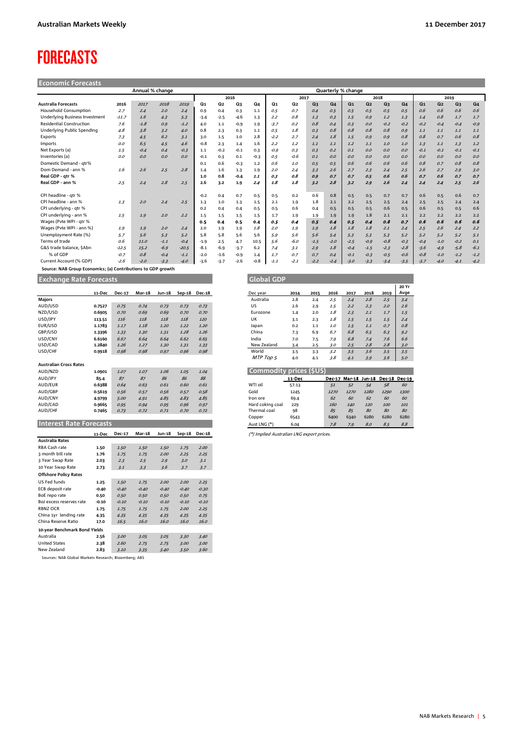# FORECASTS

## Economic Forecasts

| Australia Forecasts | Annual % change | | | | Quarterly % change | | | | | | | | | | | | | | | |
|---|---|---|---|---|---|---|---|---|---|---|---|---|---|---|---|---|---|---|---|---|
| | | | | | 2016 | | | | 2017 | | | | 2018 | | | | 2019 | | | |
| | 2016 | 2017 | 2018 | 2019 | Q1 | Q2 | Q3 | Q4 | Q1 | Q2 | Q3 | Q4 | Q1 | Q2 | Q3 | Q4 | Q1 | Q2 | Q3 | Q4 |
| Household Consumption | 2.7 | 2.4 | 2.0 | 2.4 | 0.9 | 0.4 | 0.3 | 1.1 | 0.5 | 0.7 | 0.4 | 0.5 | 0.5 | 0.5 | 0.5 | 0.5 | 0.6 | 0.6 | 0.6 | 0.6 |
| Underlying Business Investment | -11.7 | 1.6 | 4.3 | 5.3 | -3.4 | -2.5 | -4.6 | 1.3 | 2.2 | 0.8 | 1.3 | 0.3 | 1.5 | 0.9 | 1.2 | 1.3 | 1.4 | 0.8 | 1.7 | 1.7 |
| Residential Construction | 7.6 | -1.8 | 0.9 | -1.2 | 4.0 | 1.1 | -0.9 | 1.9 | -3.7 | 0.2 | 0.8 | 0.4 | 0.3 | 0.0 | -0.2 | -0.2 | -0.2 | -0.4 | -0.4 | -0.9 |
| Underlying Public Spending | 4.8 | 3.8 | 3.2 | 4.0 | 0.8 | 2.3 | 0.3 | 1.1 | 0.5 | 1.8 | 0.3 | 0.8 | 0.8 | 0.8 | 0.8 | 0.9 | 1.1 | 1.1 | 1.1 | 1.1 |
| Exports | 7.3 | 4.5 | 6.2 | 3.1 | 3.0 | 1.5 | 1.0 | 2.8 | -2.2 | 2.7 | 2.4 | 1.8 | 1.5 | 0.9 | 0.9 | 0.8 | 0.8 | 0.7 | 0.6 | 0.8 |
| Imports | 0.0 | 6.5 | 4.5 | 4.6 | -0.8 | 2.3 | 1.4 | 1.6 | 2.2 | 1.2 | 1.1 | 1.1 | 1.2 | 1.1 | 1.0 | 1.0 | 1.3 | 1.1 | 1.3 | 1.2 |
| Net Exports (a) | 1.5 | -0.4 | 0.4 | -0.3 | 1.1 | -0.2 | -0.1 | 0.3 | -0.9 | 0.3 | 0.3 | 0.2 | 0.1 | 0.0 | 0.0 | 0.0 | -0.1 | -0.1 | -0.1 | -0.1 |
| Inventories (a) | 0.0 | 0.0 | 0.0 | 0.0 | -0.1 | 0.3 | 0.1 | -0.3 | 0.5 | -0.6 | 0.1 | 0.0 | 0.0 | 0.0 | 0.0 | 0.0 | 0.0 | 0.0 | 0.0 | 0.0 |
| Domestic Demand - qtr% | | | | | 0.1 | 0.6 | -0.3 | 1.2 | 0.6 | 1.0 | 0.5 | 0.5 | 0.6 | 0.6 | 0.6 | 0.6 | 0.8 | 0.7 | 0.8 | 0.8 |
| Dom Demand - ann % | 1.6 | 2.6 | 2.5 | 2.8 | 1.4 | 1.6 | 1.3 | 1.9 | 2.0 | 2.4 | 3.3 | 2.6 | 2.7 | 2.3 | 2.4 | 2.5 | 2.6 | 2.7 | 2.9 | 3.0 |
| **Real GDP - qtr %** | | | | | **1.0** | **0.8** | **-0.4** | **1.1** | **0.3** | **0.8** | **0.9** | **0.7** | **0.7** | **0.5** | **0.6** | **0.6** | **0.7** | **0.6** | **0.7** | **0.7** |
| **Real GDP - ann %** | **2.5** | **2.4** | **2.8** | **2.5** | **2.6** | **3.2** | **1.9** | **2.4** | **1.8** | **1.8** | **3.2** | **2.8** | **3.2** | **2.9** | **2.6** | **2.4** | **2.4** | **2.4** | **2.5** | **2.6** |
| CPI headline - qtr % | | | | | -0.2 | 0.4 | 0.7 | 0.5 | 0.5 | 0.2 | 0.6 | 0.8 | 0.5 | 0.5 | 0.7 | 0.7 | 0.6 | 0.5 | 0.6 | 0.7 |
| CPI headline - ann % | 1.3 | 2.0 | 2.4 | 2.5 | 1.3 | 1.0 | 1.3 | 1.5 | 2.1 | 1.9 | 1.8 | 2.1 | 2.2 | 2.5 | 2.5 | 2.4 | 2.5 | 2.5 | 2.4 | 2.4 |
| CPI underlying - qtr % | | | | | 0.2 | 0.4 | 0.4 | 0.5 | 0.5 | 0.6 | 0.4 | 0.5 | 0.5 | 0.5 | 0.6 | 0.5 | 0.6 | 0.5 | 0.5 | 0.6 |
| CPI underlying - ann % | 1.5 | 1.9 | 2.0 | 2.2 | 1.5 | 1.5 | 1.5 | 1.5 | 1.7 | 1.9 | 1.9 | 1.9 | 1.9 | 1.8 | 2.1 | 2.1 | 2.2 | 2.2 | 2.2 | 2.2 |
| **Wages (Pvte WPI - qtr %** | | | | | **0.5** | **0.4** | **0.5** | **0.4** | **0.5** | **0.4** | **0.5** | **0.4** | **0.5** | **0.4** | **0.8** | **0.7** | **0.6** | **0.6** | **0.6** | **0.6** |
| Wages (Pvte WPI - ann %) | 1.9 | 1.9 | 2.0 | 2.4 | 2.0 | 1.9 | 1.9 | 1.8 | 2.0 | 1.9 | 1.9 | 1.8 | 1.8 | 1.8 | 2.1 | 2.4 | 2.5 | 2.6 | 2.4 | 2.2 |
| Unemployment Rate (%) | 5.7 | 5.6 | 5.3 | 5.2 | 5.8 | 5.8 | 5.6 | 5.6 | 5.9 | 5.6 | 5.6 | 5.4 | 5.3 | 5.3 | 5.3 | 5.2 | 5.2 | 5.2 | 5.2 | 5.1 |
| Terms of trade | 0.6 | 11.0 | -1.1 | -0.4 | -1.9 | 2.5 | 4.7 | 10.5 | 5.6 | -6.0 | -1.5 | -2.0 | -2.5 | -0.9 | -0.8 | -0.3 | -0.4 | -1.0 | -0.2 | 0.1 |
| G&S trade balance, $Abn | -12.5 | 15.2 | -6.9 | -20.5 | -8.1 | -6.9 | -3.7 | 6.2 | 7.4 | 3.1 | 2.9 | 1.8 | -0.4 | -1.5 | -2.3 | -2.8 | -3.6 | -4.9 | -5.8 | -6.1 |
| % of GDP | -0.7 | 0.8 | -0.4 | -1.1 | -2.0 | -1.6 | -0.9 | 1.4 | 1.7 | 0.7 | 0.7 | 0.4 | -0.1 | -0.3 | -0.5 | -0.6 | -0.8 | -1.0 | -1.2 | -1.2 |
| Current Account (% GDP) | -2.6 | -2.0 | -3.3 | -4.0 | -3.6 | -3.7 | -2.6 | -0.8 | -1.1 | -2.1 | -2.2 | -2.4 | -3.0 | -3.3 | -3.4 | -3.5 | -3.7 | -4.0 | -4.1 | -4.2 |

Source: NAB Group Economics; (a) Contributions to GDP growth

## Exchange Rate Forecasts

| | 11-Dec | Dec-17 | Mar-18 | Jun-18 | Sep-18 | Dec-18 |
|---|---|---|---|---|---|---|
| **Majors** | | | | | | |
| AUD/USD | 0.7527 | 0.75 | 0.74 | 0.73 | 0.73 | 0.73 |
| NZD/USD | 0.6905 | 0.70 | 0.69 | 0.69 | 0.70 | 0.70 |
| USD/JPY | 113.51 | 116 | 118 | 118 | 118 | 120 |
| EUR/USD | 1.1783 | 1.17 | 1.18 | 1.20 | 1.22 | 1.20 |
| GBP/USD | 1.3396 | 1.33 | 1.30 | 1.31 | 1.28 | 1.26 |
| USD/CNY | 6.6160 | 6.67 | 6.64 | 6.64 | 6.62 | 6.65 |
| USD/CAD | 1.2840 | 1.26 | 1.27 | 1.30 | 1.31 | 1.33 |
| USD/CHF | 0.9918 | 0.98 | 0.98 | 0.97 | 0.96 | 0.98 |
| **Australian Cross Rates** | | | | | | |
| AUD/NZD | 1.0901 | 1.07 | 1.07 | 1.06 | 1.05 | 1.04 |
| AUD/JPY | 85.4 | 87 | 87 | 86 | 86 | 88 |
| AUD/EUR | 0.6388 | 0.64 | 0.63 | 0.61 | 0.60 | 0.61 |
| AUD/GBP | 0.5619 | 0.56 | 0.57 | 0.56 | 0.57 | 0.58 |
| AUD/CNY | 4.9799 | 5.00 | 4.91 | 4.85 | 4.83 | 4.85 |
| AUD/CAD | 0.9665 | 0.95 | 0.94 | 0.95 | 0.96 | 0.97 |
| AUD/CHF | 0.7465 | 0.73 | 0.72 | 0.71 | 0.70 | 0.72 |

## Interest Rate Forecasts

| | 11-Dec | Dec-17 | Mar-18 | Jun-18 | Sep-18 | Dec-18 |
|---|---|---|---|---|---|---|
| **Australia Rates** | | | | | | |
| RBA Cash rate | 1.50 | 1.50 | 1.50 | 1.50 | 1.75 | 2.00 |
| 3 month bill rate | 1.76 | 1.75 | 1.75 | 2.00 | 2.25 | 2.25 |
| 3 Year Swap Rate | 2.03 | 2.3 | 2.5 | 2.9 | 3.0 | 3.1 |
| 10 Year Swap Rate | 2.73 | 3.1 | 3.3 | 3.6 | 3.7 | 3.7 |
| **Offshore Policy Rates** | | | | | | |
| US Fed funds | 1.25 | 1.50 | 1.75 | 2.00 | 2.00 | 2.25 |
| ECB deposit rate | -0.40 | -0.40 | -0.40 | -0.40 | -0.40 | -0.30 |
| BoE repo rate | 0.50 | 0.50 | 0.50 | 0.50 | 0.50 | 0.75 |
| BoJ excess reserves rate | -0.10 | -0.10 | -0.10 | -0.10 | -0.10 | -0.10 |
| RBNZ OCR | 1.75 | 1.75 | 1.75 | 1.75 | 2.00 | 2.25 |
| China 1yr lending rate | 4.35 | 4.35 | 4.35 | 4.35 | 4.35 | 4.35 |
| China Reserve Ratio | 17.0 | 16.5 | 16.0 | 16.0 | 16.0 | 16.0 |
| **10-year Benchmark Bond Yields** | | | | | | |
| Australia | 2.56 | 3.00 | 3.05 | 3.05 | 3.30 | 3.40 |
| United States | 2.38 | 2.60 | 2.75 | 2.75 | 3.00 | 3.00 |
| New Zealand | 2.83 | 3.10 | 3.35 | 3.40 | 3.50 | 3.60 |

Sources: NAB Global Markets Research; Bloomberg; ABS

## Global GDP

| Dec year | 2014 | 2015 | 2016 | 2017 | 2018 | 2019 | 20 Yr Avge |
|---|---|---|---|---|---|---|---|
| Australia | 2.8 | 2.4 | 2.5 | 2.4 | 2.8 | 2.5 | 3.4 |
| US | 2.6 | 2.9 | 1.5 | 2.2 | 2.3 | 2.0 | 2.6 |
| Eurozone | 1.4 | 2.0 | 1.8 | 2.3 | 2.1 | 1.7 | 1.5 |
| UK | 3.1 | 2.3 | 1.8 | 1.5 | 1.5 | 1.5 | 2.4 |
| Japan | 0.2 | 1.1 | 1.0 | 1.5 | 1.1 | 0.7 | 0.8 |
| China | 7.3 | 6.9 | 6.7 | 6.8 | 6.5 | 6.3 | 9.2 |
| India | 7.0 | 7.5 | 7.9 | 6.8 | 7.4 | 7.6 | 6.6 |
| New Zealand | 3.4 | 2.5 | 3.0 | 2.5 | 2.8 | 2.8 | 3.0 |
| World | 3.5 | 3.3 | 3.2 | 3.5 | 3.6 | 3.5 | 3.5 |
| *MTP Top 5* | 4.0 | 4.1 | 3.8 | 4.1 | 3.9 | 3.6 | 5.0 |

## Commodity prices ($US)

| | 11-Dec | Dec-17 | Mar-18 | Jun-18 | Dec-18 | Dec-19 |
|---|---|---|---|---|---|---|
| WTI oil | 57.13 | 51 | 52 | 54 | 58 | 60 |
| Gold | 1245 | 1270 | 1270 | 1280 | 1290 | 1300 |
| Iron ore | 69.4 | 62 | 60 | 62 | 60 | 60 |
| Hard coking coal | 229 | 160 | 140 | 120 | 100 | 101 |
| Thermal coal | 98 | 85 | 85 | 80 | 80 | 80 |
| Copper | 6543 | 6400 | 6340 | 6280 | 6280 | 6280 |
| Aust LNG (*) | 6.04 | 7.8 | 7.9 | 8.0 | 8.5 | 8.8 |

(*) Implied Australian LNG export prices.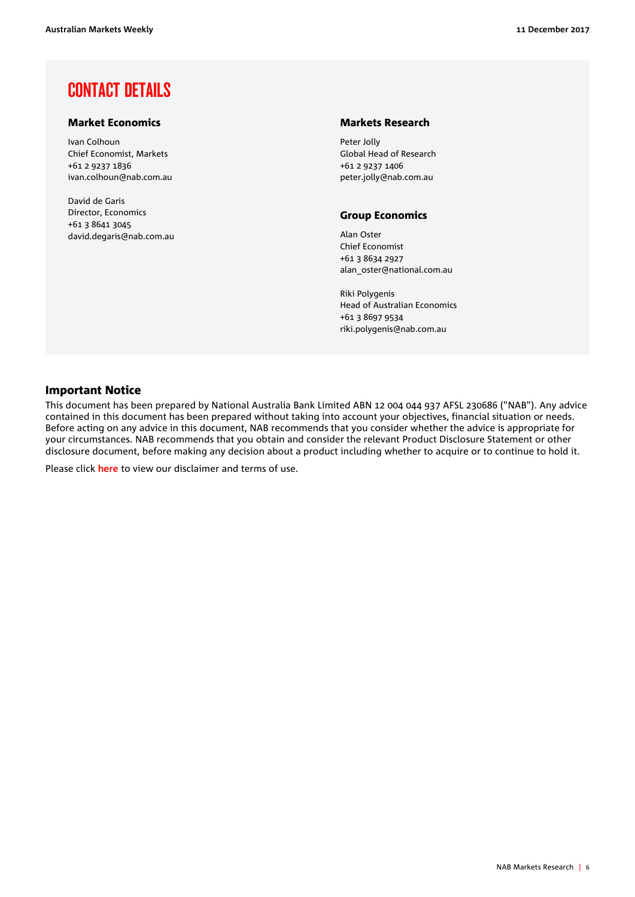# CONTACT DETAILS

### Market Economics

Ivan Colhoun
Chief Economist, Markets
+61 2 9237 1836
ivan.colhoun@nab.com.au

David de Garis
Director, Economics
+61 3 8641 3045
david.degaris@nab.com.au

### Markets Research

Peter Jolly
Global Head of Research
+61 2 9237 1406
peter.jolly@nab.com.au

### Group Economics

Alan Oster
Chief Economist
+61 3 8634 2927
alan_oster@national.com.au

Riki Polygenis
Head of Australian Economics
+61 3 8697 9534
riki.polygenis@nab.com.au

## Important Notice

This document has been prepared by National Australia Bank Limited ABN 12 004 044 937 AFSL 230686 ("NAB"). Any advice contained in this document has been prepared without taking into account your objectives, financial situation or needs. Before acting on any advice in this document, NAB recommends that you consider whether the advice is appropriate for your circumstances. NAB recommends that you obtain and consider the relevant Product Disclosure Statement or other disclosure document, before making any decision about a product including whether to acquire or to continue to hold it.

Please click **here** to view our disclaimer and terms of use.